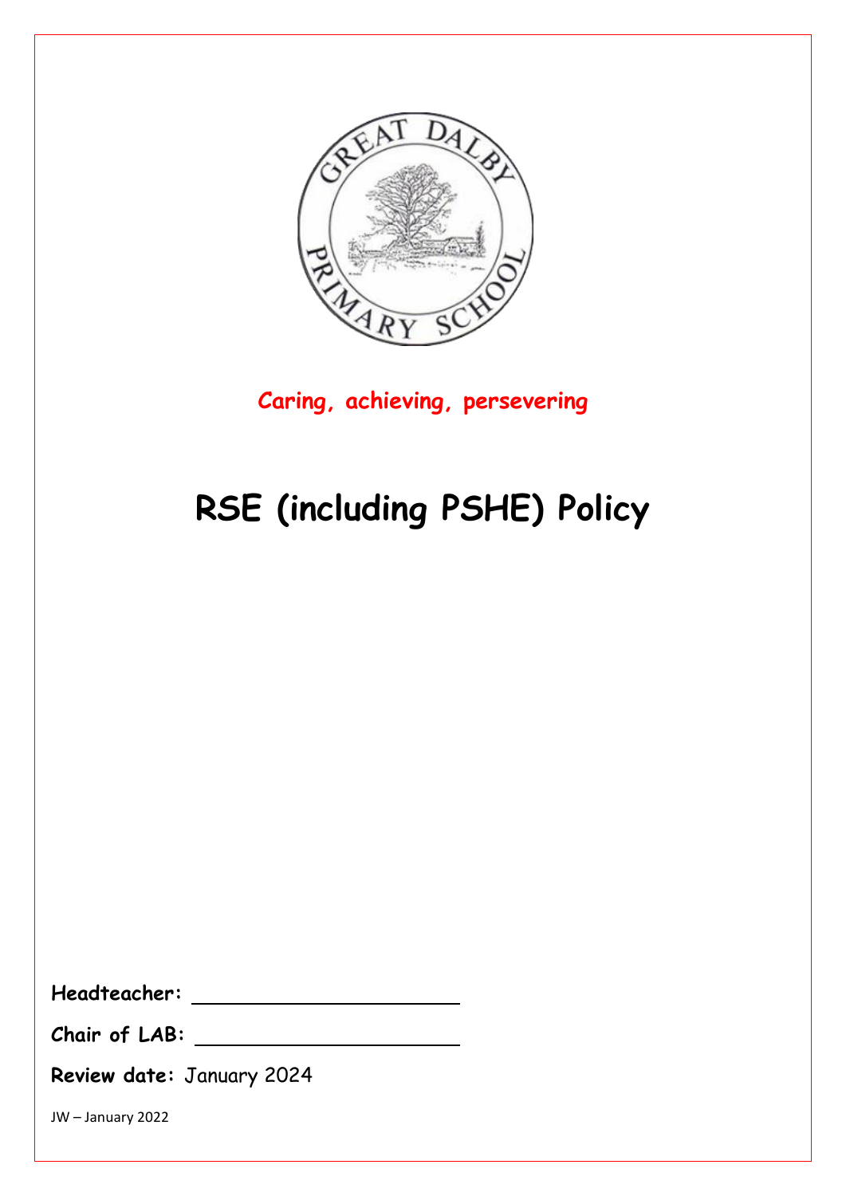**Caring, achieving, persevering**

# RSE (including PSHE) Policy

**Headteacher:** ______________________

**Chair of LAB:** ______________________

**Review date:** January 2024

JW – January 2022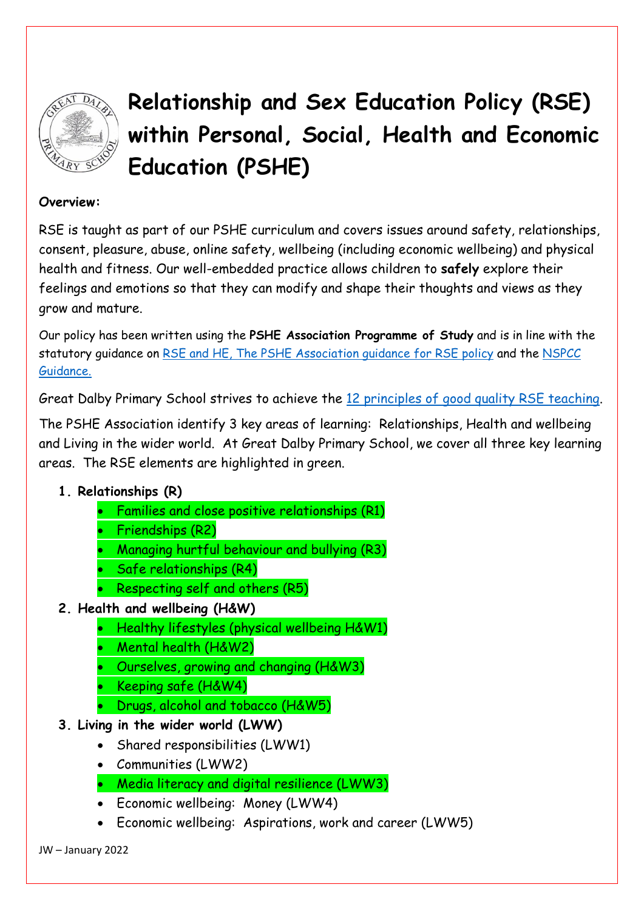# Relationship and Sex Education Policy (RSE) within Personal, Social, Health and Economic Education (PSHE)

**Overview:**

RSE is taught as part of our PSHE curriculum and covers issues around safety, relationships, consent, pleasure, abuse, online safety, wellbeing (including economic wellbeing) and physical health and fitness. Our well-embedded practice allows children to **safely** explore their feelings and emotions so that they can modify and shape their thoughts and views as they grow and mature.

Our policy has been written using the **PSHE Association Programme of Study** and is in line with the statutory guidance on RSE and HE, The PSHE Association guidance for RSE policy and the NSPCC Guidance.

Great Dalby Primary School strives to achieve the 12 principles of good quality RSE teaching.

The PSHE Association identify 3 key areas of learning: Relationships, Health and wellbeing and Living in the wider world. At Great Dalby Primary School, we cover all three key learning areas. The RSE elements are highlighted in green.

1. **Relationships (R)**
   - Families and close positive relationships (R1)
   - Friendships (R2)
   - Managing hurtful behaviour and bullying (R3)
   - Safe relationships (R4)
   - Respecting self and others (R5)
2. **Health and wellbeing (H&W)**
   - Healthy lifestyles (physical wellbeing H&W1)
   - Mental health (H&W2)
   - Ourselves, growing and changing (H&W3)
   - Keeping safe (H&W4)
   - Drugs, alcohol and tobacco (H&W5)
3. **Living in the wider world (LWW)**
   - Shared responsibilities (LWW1)
   - Communities (LWW2)
   - Media literacy and digital resilience (LWW3)
   - Economic wellbeing: Money (LWW4)
   - Economic wellbeing: Aspirations, work and career (LWW5)

JW – January 2022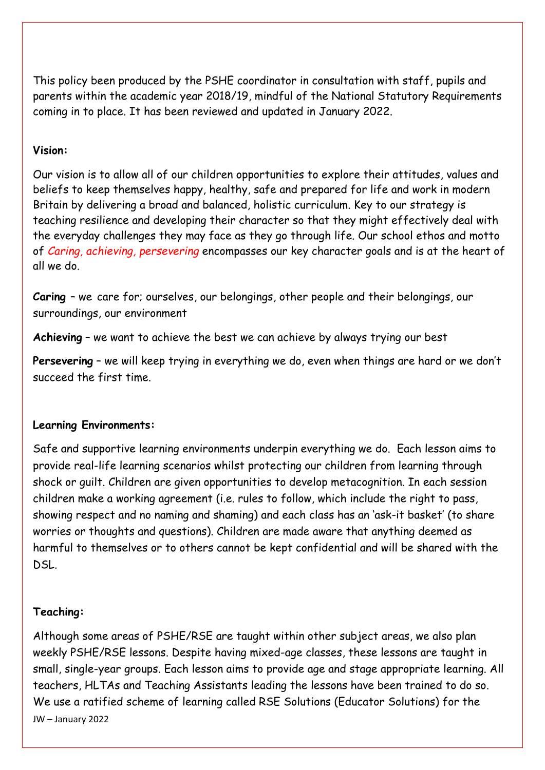This policy been produced by the PSHE coordinator in consultation with staff, pupils and parents within the academic year 2018/19, mindful of the National Statutory Requirements coming in to place. It has been reviewed and updated in January 2022.

**Vision:**

Our vision is to allow all of our children opportunities to explore their attitudes, values and beliefs to keep themselves happy, healthy, safe and prepared for life and work in modern Britain by delivering a broad and balanced, holistic curriculum. Key to our strategy is teaching resilience and developing their character so that they might effectively deal with the everyday challenges they may face as they go through life. Our school ethos and motto of *Caring, achieving, persevering* encompasses our key character goals and is at the heart of all we do.

**Caring** – we care for; ourselves, our belongings, other people and their belongings, our surroundings, our environment

**Achieving** – we want to achieve the best we can achieve by always trying our best

**Persevering** – we will keep trying in everything we do, even when things are hard or we don't succeed the first time.

**Learning Environments:**

Safe and supportive learning environments underpin everything we do. Each lesson aims to provide real-life learning scenarios whilst protecting our children from learning through shock or guilt. Children are given opportunities to develop metacognition. In each session children make a working agreement (i.e. rules to follow, which include the right to pass, showing respect and no naming and shaming) and each class has an 'ask-it basket' (to share worries or thoughts and questions). Children are made aware that anything deemed as harmful to themselves or to others cannot be kept confidential and will be shared with the DSL.

**Teaching:**

Although some areas of PSHE/RSE are taught within other subject areas, we also plan weekly PSHE/RSE lessons. Despite having mixed-age classes, these lessons are taught in small, single-year groups. Each lesson aims to provide age and stage appropriate learning. All teachers, HLTAs and Teaching Assistants leading the lessons have been trained to do so. We use a ratified scheme of learning called RSE Solutions (Educator Solutions) for the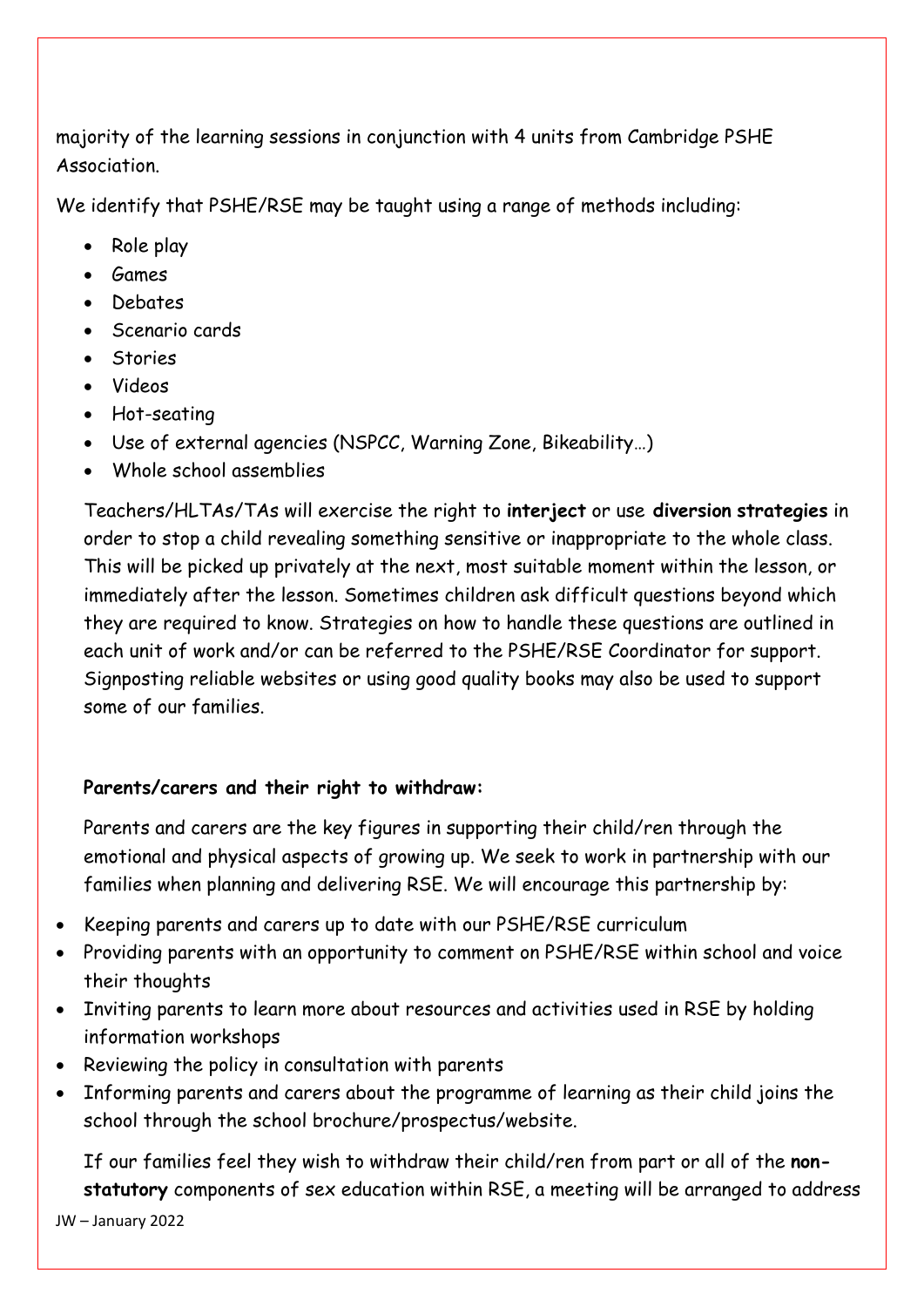majority of the learning sessions in conjunction with 4 units from Cambridge PSHE Association.

We identify that PSHE/RSE may be taught using a range of methods including:

- Role play
- Games
- Debates
- Scenario cards
- Stories
- Videos
- Hot-seating
- Use of external agencies (NSPCC, Warning Zone, Bikeability…)
- Whole school assemblies

Teachers/HLTAs/TAs will exercise the right to **interject** or use **diversion strategies** in order to stop a child revealing something sensitive or inappropriate to the whole class. This will be picked up privately at the next, most suitable moment within the lesson, or immediately after the lesson. Sometimes children ask difficult questions beyond which they are required to know. Strategies on how to handle these questions are outlined in each unit of work and/or can be referred to the PSHE/RSE Coordinator for support. Signposting reliable websites or using good quality books may also be used to support some of our families.

**Parents/carers and their right to withdraw:**

Parents and carers are the key figures in supporting their child/ren through the emotional and physical aspects of growing up. We seek to work in partnership with our families when planning and delivering RSE. We will encourage this partnership by:

- Keeping parents and carers up to date with our PSHE/RSE curriculum
- Providing parents with an opportunity to comment on PSHE/RSE within school and voice their thoughts
- Inviting parents to learn more about resources and activities used in RSE by holding information workshops
- Reviewing the policy in consultation with parents
- Informing parents and carers about the programme of learning as their child joins the school through the school brochure/prospectus/website.

If our families feel they wish to withdraw their child/ren from part or all of the **non-statutory** components of sex education within RSE, a meeting will be arranged to address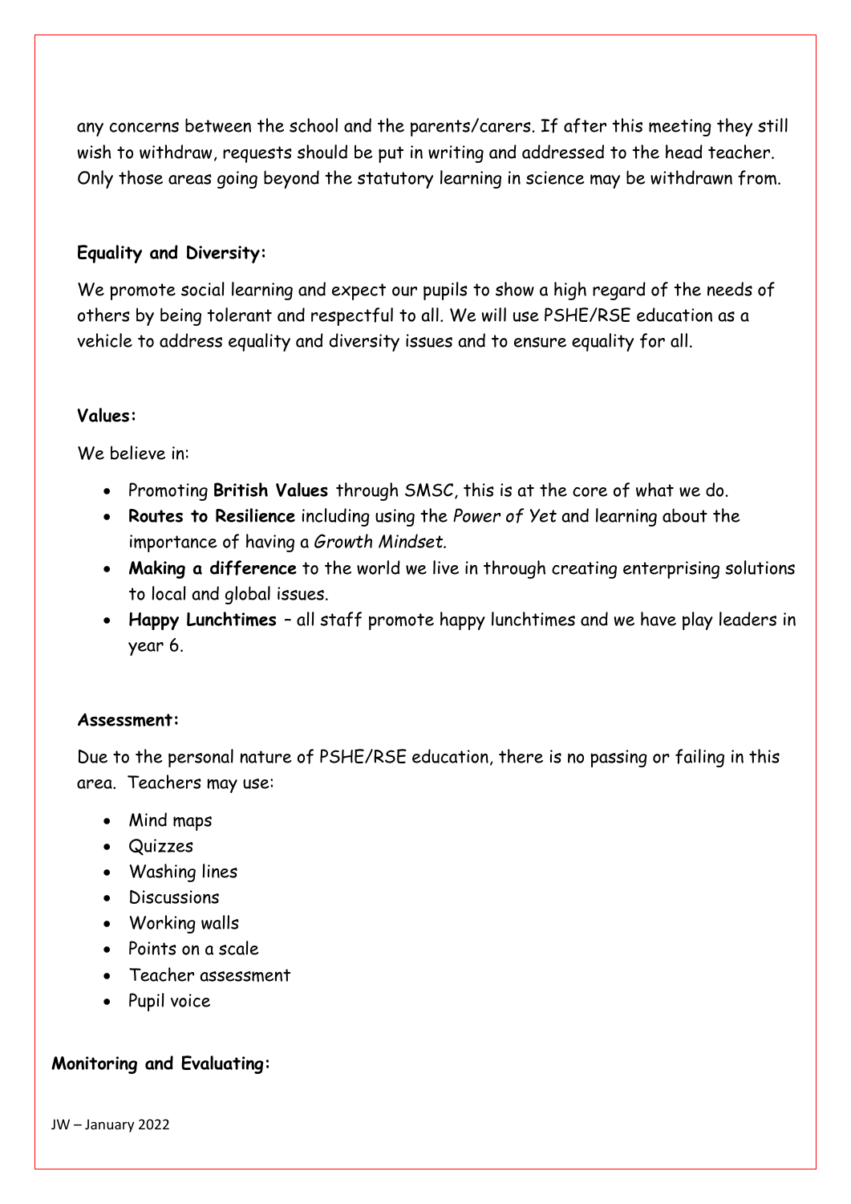any concerns between the school and the parents/carers. If after this meeting they still wish to withdraw, requests should be put in writing and addressed to the head teacher. Only those areas going beyond the statutory learning in science may be withdrawn from.

**Equality and Diversity:**

We promote social learning and expect our pupils to show a high regard of the needs of others by being tolerant and respectful to all. We will use PSHE/RSE education as a vehicle to address equality and diversity issues and to ensure equality for all.

**Values:**

We believe in:

- Promoting **British Values** through SMSC, this is at the core of what we do.
- **Routes to Resilience** including using the *Power of Yet* and learning about the importance of having a *Growth Mindset.*
- **Making a difference** to the world we live in through creating enterprising solutions to local and global issues.
- **Happy Lunchtimes** – all staff promote happy lunchtimes and we have play leaders in year 6.

**Assessment:**

Due to the personal nature of PSHE/RSE education, there is no passing or failing in this area. Teachers may use:

- Mind maps
- Quizzes
- Washing lines
- Discussions
- Working walls
- Points on a scale
- Teacher assessment
- Pupil voice

**Monitoring and Evaluating:**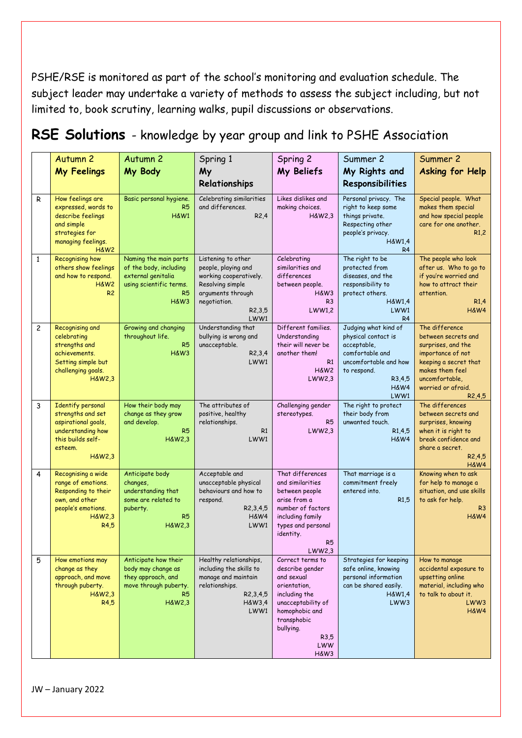PSHE/RSE is monitored as part of the school's monitoring and evaluation schedule. The subject leader may undertake a variety of methods to assess the subject including, but not limited to, book scrutiny, learning walks, pupil discussions or observations.

## **RSE Solutions** - knowledge by year group and link to PSHE Association

| | Autumn 2 **My Feelings** | Autumn 2 **My Body** | Spring 1 **My Relationships** | Spring 2 **My Beliefs** | Summer 2 **My Rights and Responsibilities** | Summer 2 **Asking for Help** |
|---|---|---|---|---|---|---|
| R | How feelings are expressed, words to describe feelings and simple strategies for managing feelings. H&W2 | Basic personal hygiene. R5 H&W1 | Celebrating similarities and differences. R2,4 | Likes dislikes and making choices. H&W2,3 | Personal privacy. The right to keep some things private. Respecting other people's privacy. H&W1,4 R4 | Special people. What makes them special and how special people care for one another. R1,2 |
| 1 | Recognising how others show feelings and how to respond. H&W2 R2 | Naming the main parts of the body, including external genitalia using scientific terms. R5 H&W3 | Listening to other people, playing and working cooperatively. Resolving simple arguments through negotiation. R2,3,5 LWW1 | Celebrating similarities and differences between people. H&W3 R3 LWW1,2 | The right to be protected from diseases, and the responsibility to protect others. H&W1,4 LWW1 R4 | The people who look after us. Who to go to if you're worried and how to attract their attention. R1,4 H&W4 |
| 2 | Recognising and celebrating strengths and achievements. Setting simple but challenging goals. H&W2,3 | Growing and changing throughout life. R5 H&W3 | Understanding that bullying is wrong and unacceptable. R2,3,4 LWW1 | Different families. Understanding their will never be another them! R1 H&W2 LWW2,3 | Judging what kind of physical contact is acceptable, comfortable and uncomfortable and how to respond. R3,4,5 H&W4 LWW1 | The difference between secrets and surprises, and the importance of not keeping a secret that makes them feel uncomfortable, worried or afraid. R2,4,5 |
| 3 | Identify personal strengths and set aspirational goals, understanding how this builds self-esteem. H&W2,3 | How their body may change as they grow and develop. R5 H&W2,3 | The attributes of positive, healthy relationships. R1 LWW1 | Challenging gender stereotypes. R5 LWW2,3 | The right to protect their body from unwanted touch. R1,4,5 H&W4 | The differences between secrets and surprises, knowing when it is right to break confidence and share a secret. R2,4,5 H&W4 |
| 4 | Recognising a wide range of emotions. Responding to their own, and other people's emotions. H&W2,3 R4,5 | Anticipate body changes, understanding that some are related to puberty. R5 H&W2,3 | Acceptable and unacceptable physical behaviours and how to respond. R2,3,4,5 H&W4 LWW1 | That differences and similarities between people arise from a number of factors including family types and personal identity. R5 LWW2,3 | That marriage is a commitment freely entered into. R1,5 | Knowing when to ask for help to manage a situation, and use skills to ask for help. R3 H&W4 |
| 5 | How emotions may change as they approach, and move through puberty. H&W2,3 R4,5 | Anticipate how their body may change as they approach, and move through puberty. R5 H&W2,3 | Healthy relationships, including the skills to manage and maintain relationships. R2,3,4,5 H&W3,4 LWW1 | Correct terms to describe gender and sexual orientation, including the unacceptability of homophobic and transphobic bullying. R3,5 LWW H&W3 | Strategies for keeping safe online, knowing personal information can be shared easily. H&W1,4 LWW3 | How to manage accidental exposure to upsetting online material, including who to talk to about it. LWW3 H&W4 |

JW – January 2022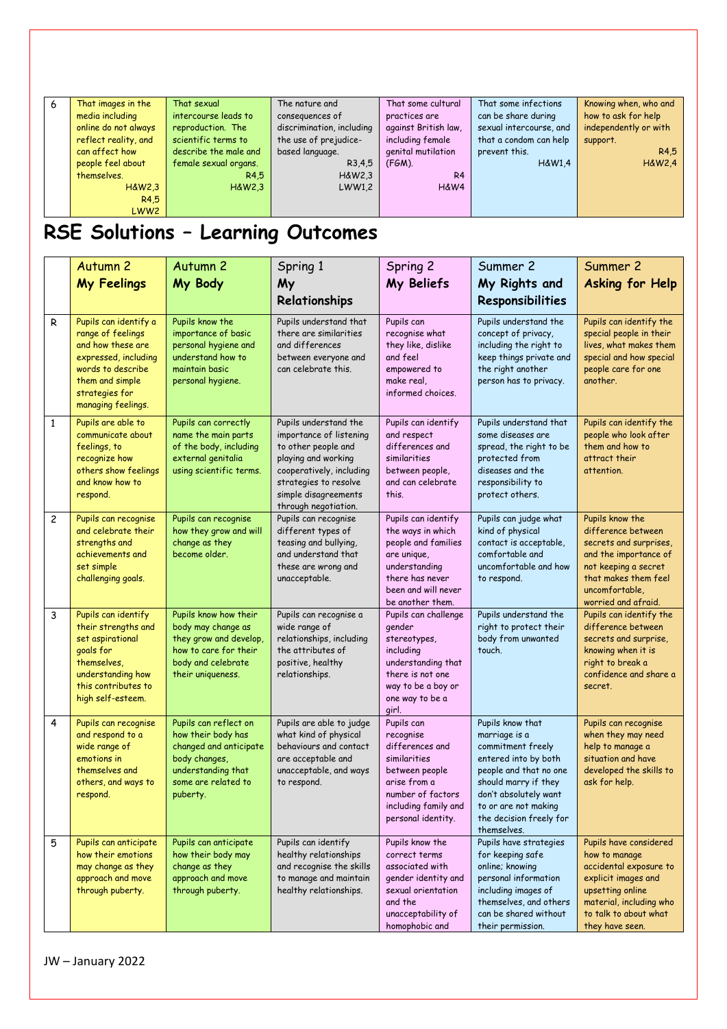| 6 | That images in the media including online do not always reflect reality, and can affect how people feel about themselves. H&W2,3 R4,5 LWW2 | That sexual intercourse leads to reproduction. The scientific terms to describe the male and female sexual organs. R4,5 H&W2,3 | The nature and consequences of discrimination, including the use of prejudice-based language. R3,4,5 H&W2,3 LWW1,2 | That some cultural practices are against British law, including female genital mutilation (FGM). R4 H&W4 | That some infections can be share during sexual intercourse, and that a condom can help prevent this. H&W1,4 | Knowing when, who and how to ask for help independently or with support. R4,5 H&W2,4 |
|---|---|---|---|---|---|---|

# RSE Solutions – Learning Outcomes

| | Autumn 2 **My Feelings** | Autumn 2 **My Body** | Spring 1 **My Relationships** | Spring 2 **My Beliefs** | Summer 2 **My Rights and Responsibilities** | Summer 2 **Asking for Help** |
|---|---|---|---|---|---|---|
| R | Pupils can identify a range of feelings and how these are expressed, including words to describe them and simple strategies for managing feelings. | Pupils know the importance of basic personal hygiene and understand how to maintain basic personal hygiene. | Pupils understand that there are similarities and differences between everyone and can celebrate this. | Pupils can recognise what they like, dislike and feel empowered to make real, informed choices. | Pupils understand the concept of privacy, including the right to keep things private and the right another person has to privacy. | Pupils can identify the special people in their lives, what makes them special and how special people care for one another. |
| 1 | Pupils are able to communicate about feelings, to recognize how others show feelings and know how to respond. | Pupils can correctly name the main parts of the body, including external genitalia using scientific terms. | Pupils understand the importance of listening to other people and playing and working cooperatively, including strategies to resolve simple disagreements through negotiation. | Pupils can identify and respect differences and similarities between people, and can celebrate this. | Pupils understand that some diseases are spread, the right to be protected from diseases and the responsibility to protect others. | Pupils can identify the people who look after them and how to attract their attention. |
| 2 | Pupils can recognise and celebrate their strengths and achievements and set simple challenging goals. | Pupils can recognise how they grow and will change as they become older. | Pupils can recognise different types of teasing and bullying, and understand that these are wrong and unacceptable. | Pupils can identify the ways in which people and families are unique, understanding there has never been and will never be another them. | Pupils can judge what kind of physical contact is acceptable, comfortable and uncomfortable and how to respond. | Pupils know the difference between secrets and surprises, and the importance of not keeping a secret that makes them feel uncomfortable, worried and afraid. |
| 3 | Pupils can identify their strengths and set aspirational goals for themselves, understanding how this contributes to high self-esteem. | Pupils know how their body may change as they grow and develop, how to care for their body and celebrate their uniqueness. | Pupils can recognise a wide range of relationships, including the attributes of positive, healthy relationships. | Pupils can challenge gender stereotypes, including understanding that there is not one way to be a boy or one way to be a girl. | Pupils understand the right to protect their body from unwanted touch. | Pupils can identify the difference between secrets and surprise, knowing when it is right to break a confidence and share a secret. |
| 4 | Pupils can recognise and respond to a wide range of emotions in themselves and others, and ways to respond. | Pupils can reflect on how their body has changed and anticipate body changes, understanding that some are related to puberty. | Pupils are able to judge what kind of physical behaviours and contact are acceptable and unacceptable, and ways to respond. | Pupils can recognise differences and similarities between people arise from a number of factors including family and personal identity. | Pupils know that marriage is a commitment freely entered into by both people and that no one should marry if they don't absolutely want to or are not making the decision freely for themselves. | Pupils can recognise when they may need help to manage a situation and have developed the skills to ask for help. |
| 5 | Pupils can anticipate how their emotions may change as they approach and move through puberty. | Pupils can anticipate how their body may change as they approach and move through puberty. | Pupils can identify healthy relationships and recognise the skills to manage and maintain healthy relationships. | Pupils know the correct terms associated with gender identity and sexual orientation and the unacceptability of homophobic and | Pupils have strategies for keeping safe online; knowing personal information including images of themselves, and others can be shared without their permission. | Pupils have considered how to manage accidental exposure to explicit images and upsetting online material, including who to talk to about what they have seen. |

JW – January 2022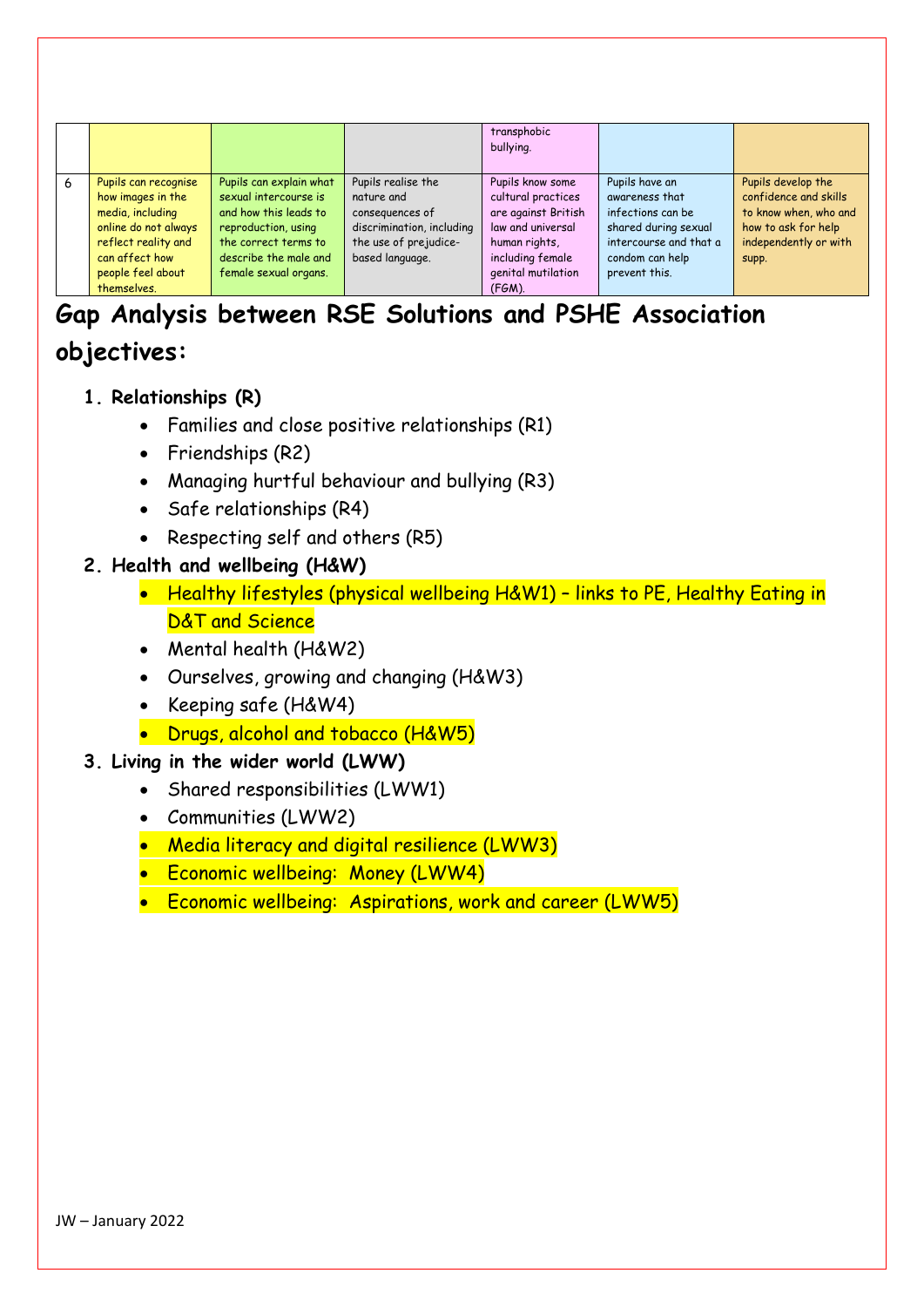|   |   |   |   | transphobic bullying. |   |   |
|---|---|---|---|---|---|---|
| 6 | Pupils can recognise how images in the media, including online do not always reflect reality and can affect how people feel about themselves. | Pupils can explain what sexual intercourse is and how this leads to reproduction, using the correct terms to describe the male and female sexual organs. | Pupils realise the nature and consequences of discrimination, including the use of prejudice-based language. | Pupils know some cultural practices are against British law and universal human rights, including female genital mutilation (FGM). | Pupils have an awareness that infections can be shared during sexual intercourse and that a condom can help prevent this. | Pupils develop the confidence and skills to know when, who and how to ask for help independently or with supp. |

## Gap Analysis between RSE Solutions and PSHE Association objectives:

1. **Relationships (R)**
    - Families and close positive relationships (R1)
    - Friendships (R2)
    - Managing hurtful behaviour and bullying (R3)
    - Safe relationships (R4)
    - Respecting self and others (R5)
2. **Health and wellbeing (H&W)**
    - Healthy lifestyles (physical wellbeing H&W1) – links to PE, Healthy Eating in D&T and Science
    - Mental health (H&W2)
    - Ourselves, growing and changing (H&W3)
    - Keeping safe (H&W4)
    - Drugs, alcohol and tobacco (H&W5)
3. **Living in the wider world (LWW)**
    - Shared responsibilities (LWW1)
    - Communities (LWW2)
    - Media literacy and digital resilience (LWW3)
    - Economic wellbeing: Money (LWW4)
    - Economic wellbeing: Aspirations, work and career (LWW5)

JW – January 2022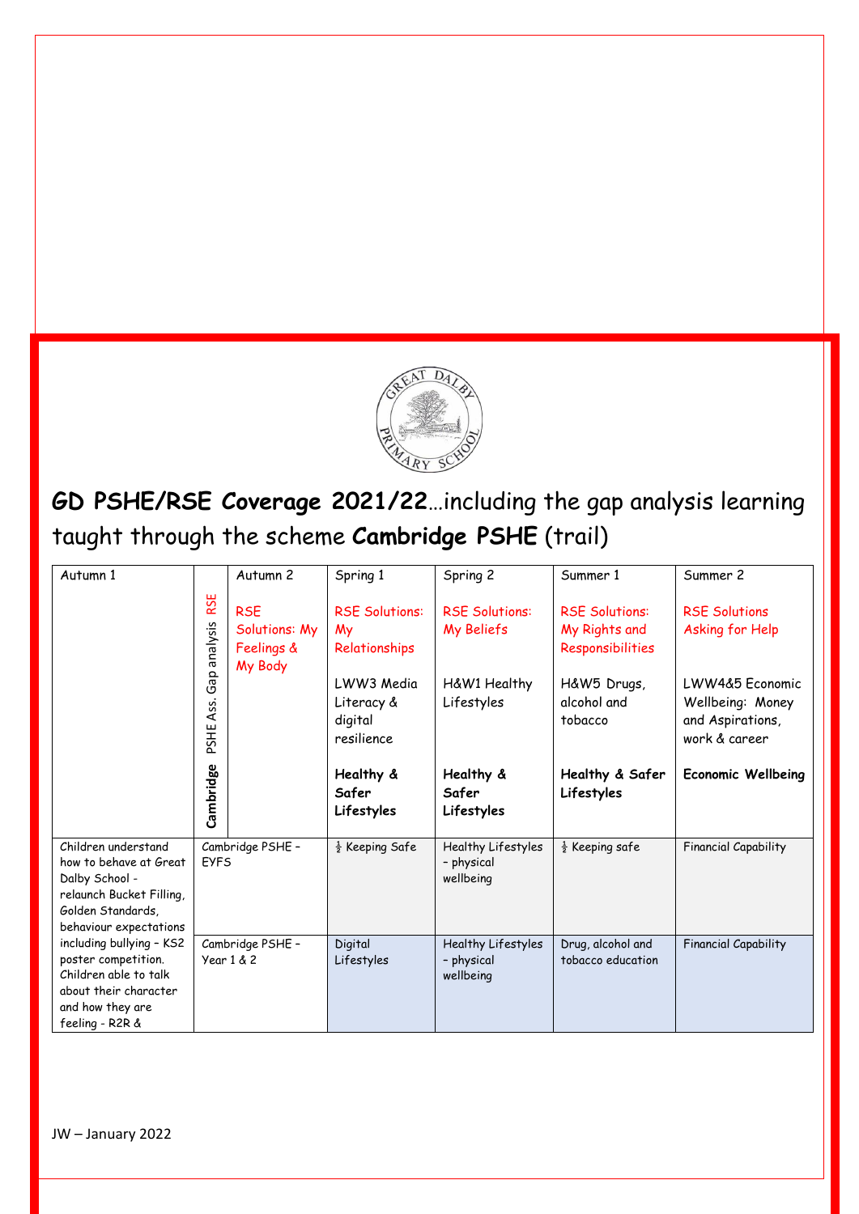# GD PSHE/RSE Coverage 2021/22…including the gap analysis learning taught through the scheme **Cambridge PSHE** (trail)

| Autumn 1 | | Autumn 2 | Spring 1 | Spring 2 | Summer 1 | Summer 2 |
|---|---|---|---|---|---|---|
| | **Cambridge** PSHE Ass. Gap analysis RSE | RSE Solutions: My Feelings & My Body | RSE Solutions: My Relationships<br><br>LWW3 Media Literacy & digital resilience<br><br>**Healthy & Safer Lifestyles** | RSE Solutions: My Beliefs<br><br>H&W1 Healthy Lifestyles<br><br>**Healthy & Safer Lifestyles** | RSE Solutions: My Rights and Responsibilities<br><br>H&W5 Drugs, alcohol and tobacco<br><br>**Healthy & Safer Lifestyles** | RSE Solutions Asking for Help<br><br>LWW4&5 Economic Wellbeing: Money and Aspirations, work & career<br><br>**Economic Wellbeing** |
| Children understand how to behave at Great Dalby School - relaunch Bucket Filling, Golden Standards, behaviour expectations including bullying – KS2 poster competition. Children able to talk about their character and how they are feeling - R2R & | Cambridge PSHE – EYFS | | ½ Keeping Safe | Healthy Lifestyles – physical wellbeing | ½ Keeping safe | Financial Capability |
| | Cambridge PSHE – Year 1 & 2 | | Digital Lifestyles | Healthy Lifestyles – physical wellbeing | Drug, alcohol and tobacco education | Financial Capability |

JW – January 2022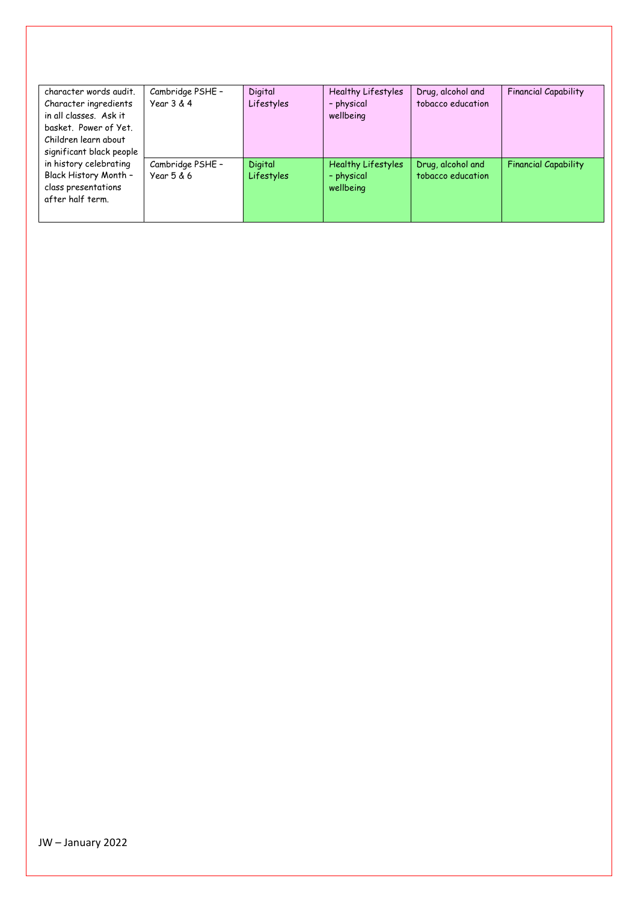| | | | | | |
|---|---|---|---|---|---|
| character words audit. Character ingredients in all classes. Ask it basket. Power of Yet. Children learn about significant black people in history celebrating Black History Month – class presentations after half term. | Cambridge PSHE – Year 3 & 4 | Digital Lifestyles | Healthy Lifestyles – physical wellbeing | Drug, alcohol and tobacco education | Financial Capability |
| | Cambridge PSHE – Year 5 & 6 | Digital Lifestyles | Healthy Lifestyles – physical wellbeing | Drug, alcohol and tobacco education | Financial Capability |

JW – January 2022